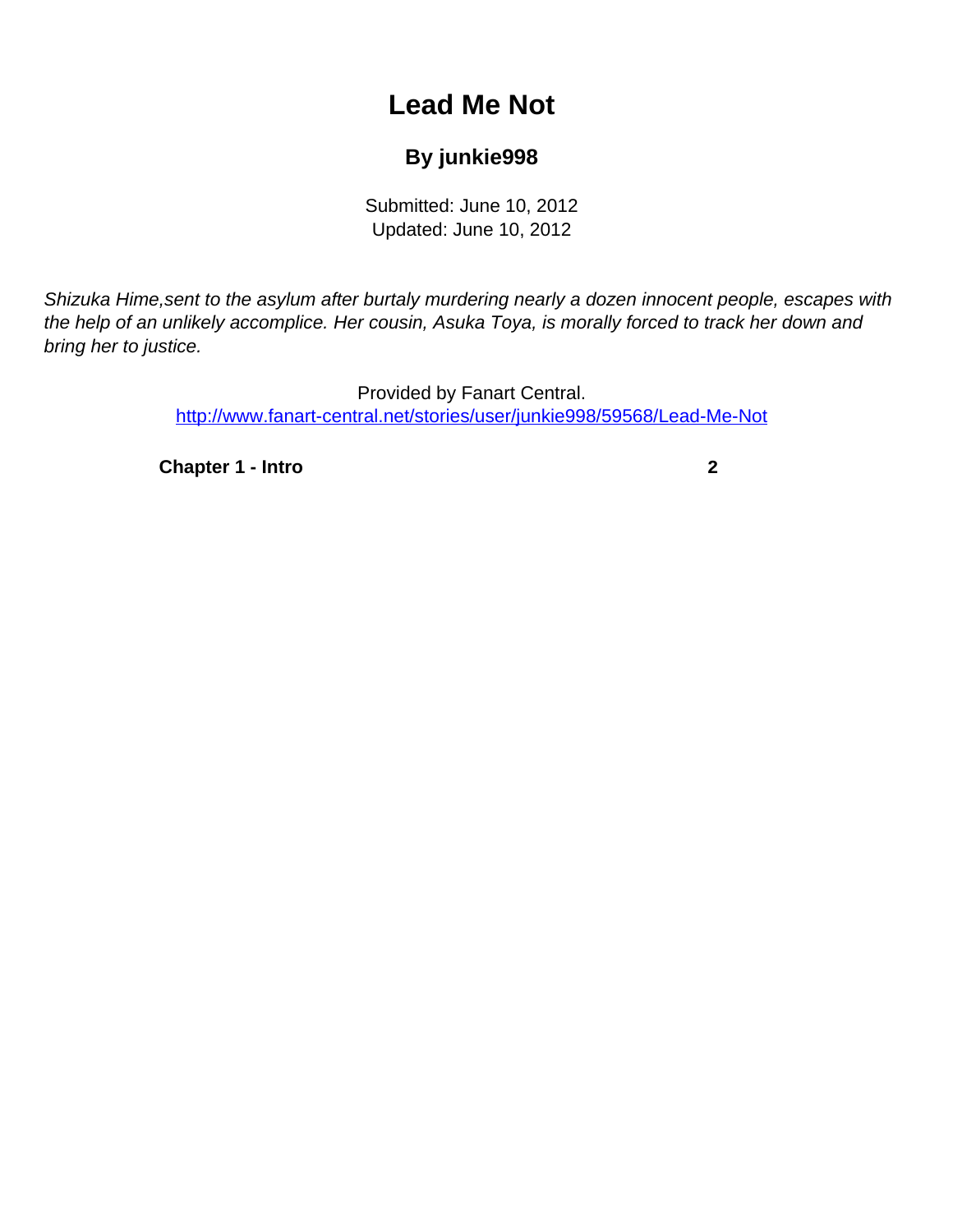# Lead Me Not

## By junkie998

Submitted: June 10, 2012
Updated: June 10, 2012

*Shizuka Hime,sent to the asylum after burtaly murdering nearly a dozen innocent people, escapes with the help of an unlikely accomplice. Her cousin, Asuka Toya, is morally forced to track her down and bring her to justice.*

Provided by Fanart Central.
http://www.fanart-central.net/stories/user/junkie998/59568/Lead-Me-Not

| | |
|---|---|
| **Chapter 1 - Intro** | **2** |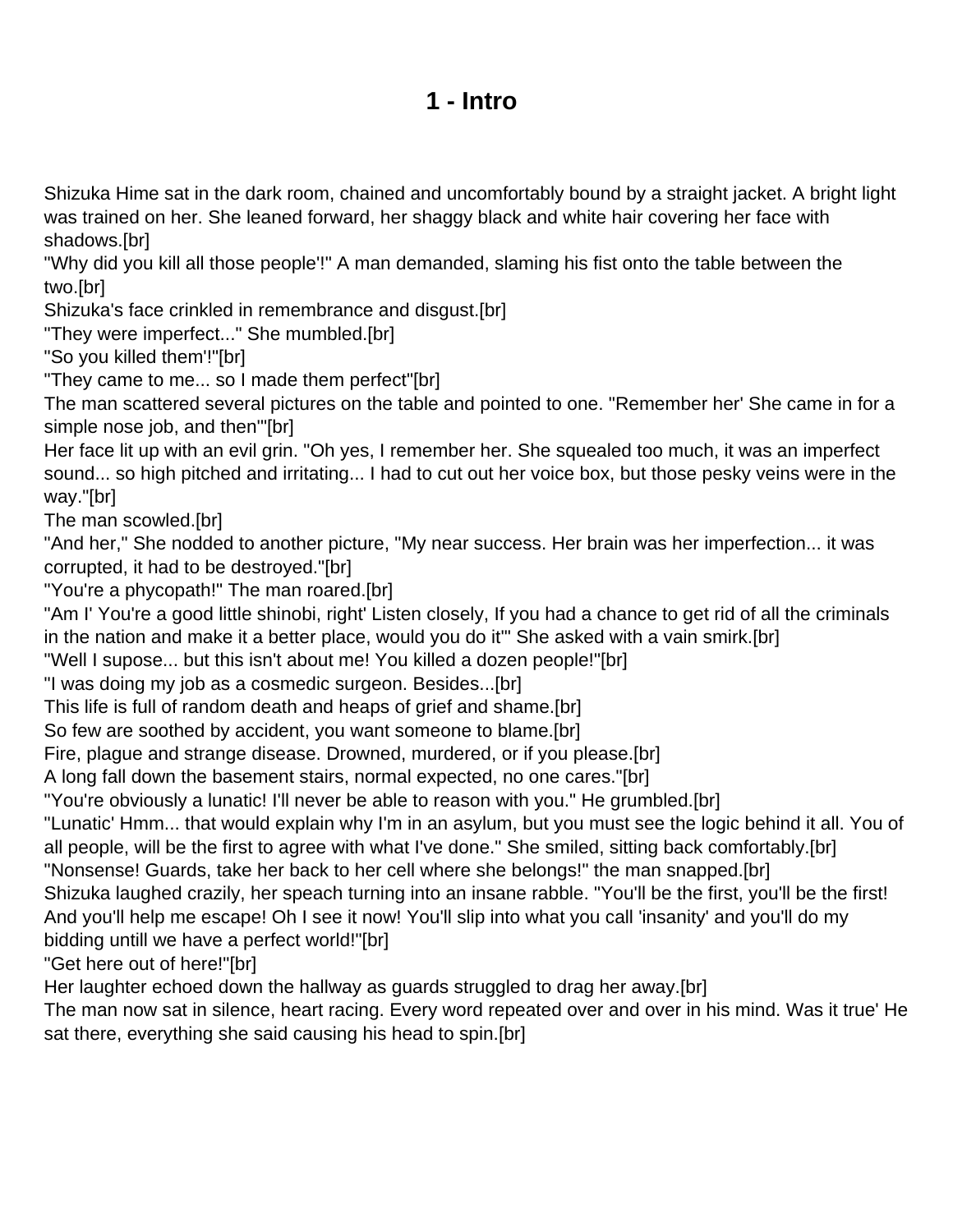# 1 - Intro

Shizuka Hime sat in the dark room, chained and uncomfortably bound by a straight jacket. A bright light was trained on her. She leaned forward, her shaggy black and white hair covering her face with shadows.[br]
"Why did you kill all those people'!" A man demanded, slaming his fist onto the table between the two.[br]
Shizuka's face crinkled in remembrance and disgust.[br]
"They were imperfect..." She mumbled.[br]
"So you killed them'!"[br]
"They came to me... so I made them perfect"[br]
The man scattered several pictures on the table and pointed to one. "Remember her' She came in for a simple nose job, and then'"[br]
Her face lit up with an evil grin. "Oh yes, I remember her. She squealed too much, it was an imperfect sound... so high pitched and irritating... I had to cut out her voice box, but those pesky veins were in the way."[br]
The man scowled.[br]
"And her," She nodded to another picture, "My near success. Her brain was her imperfection... it was corrupted, it had to be destroyed."[br]
"You're a phycopath!" The man roared.[br]
"Am I' You're a good little shinobi, right' Listen closely, If you had a chance to get rid of all the criminals in the nation and make it a better place, would you do it'" She asked with a vain smirk.[br]
"Well I supose... but this isn't about me! You killed a dozen people!"[br]
"I was doing my job as a cosmedic surgeon. Besides...[br]
This life is full of random death and heaps of grief and shame.[br]
So few are soothed by accident, you want someone to blame.[br]
Fire, plague and strange disease. Drowned, murdered, or if you please.[br]
A long fall down the basement stairs, normal expected, no one cares."[br]
"You're obviously a lunatic! I'll never be able to reason with you." He grumbled.[br]
"Lunatic' Hmm... that would explain why I'm in an asylum, but you must see the logic behind it all. You of all people, will be the first to agree with what I've done." She smiled, sitting back comfortably.[br]
"Nonsense! Guards, take her back to her cell where she belongs!" the man snapped.[br]
Shizuka laughed crazily, her speach turning into an insane rabble. "You'll be the first, you'll be the first! And you'll help me escape! Oh I see it now! You'll slip into what you call 'insanity' and you'll do my bidding untill we have a perfect world!"[br]
"Get here out of here!"[br]
Her laughter echoed down the hallway as guards struggled to drag her away.[br]
The man now sat in silence, heart racing. Every word repeated over and over in his mind. Was it true' He sat there, everything she said causing his head to spin.[br]